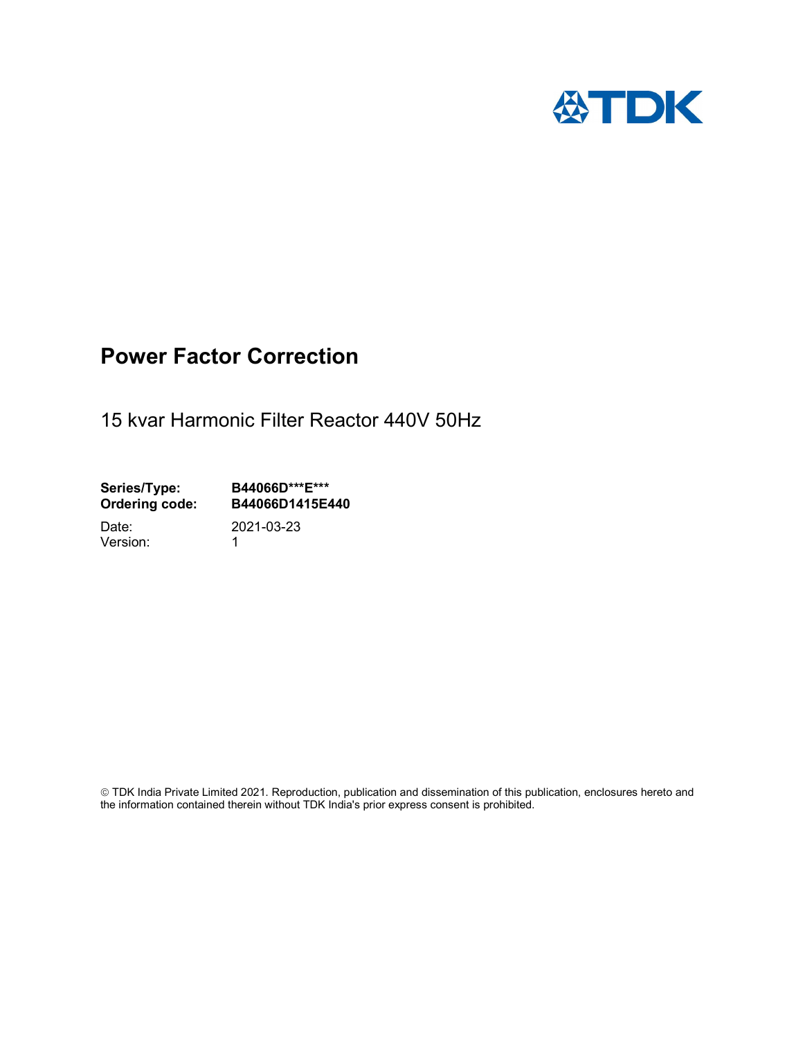TDK

# Power Factor Correction

15 kvar Harmonic Filter Reactor 440V 50Hz

| | |
|---|---|
| **Series/Type:** | **B44066D\*\*\*E\*\*\*** |
| **Ordering code:** | **B44066D1415E440** |
| Date: | 2021-03-23 |
| Version: | 1 |

© TDK India Private Limited 2021. Reproduction, publication and dissemination of this publication, enclosures hereto and the information contained therein without TDK India's prior express consent is prohibited.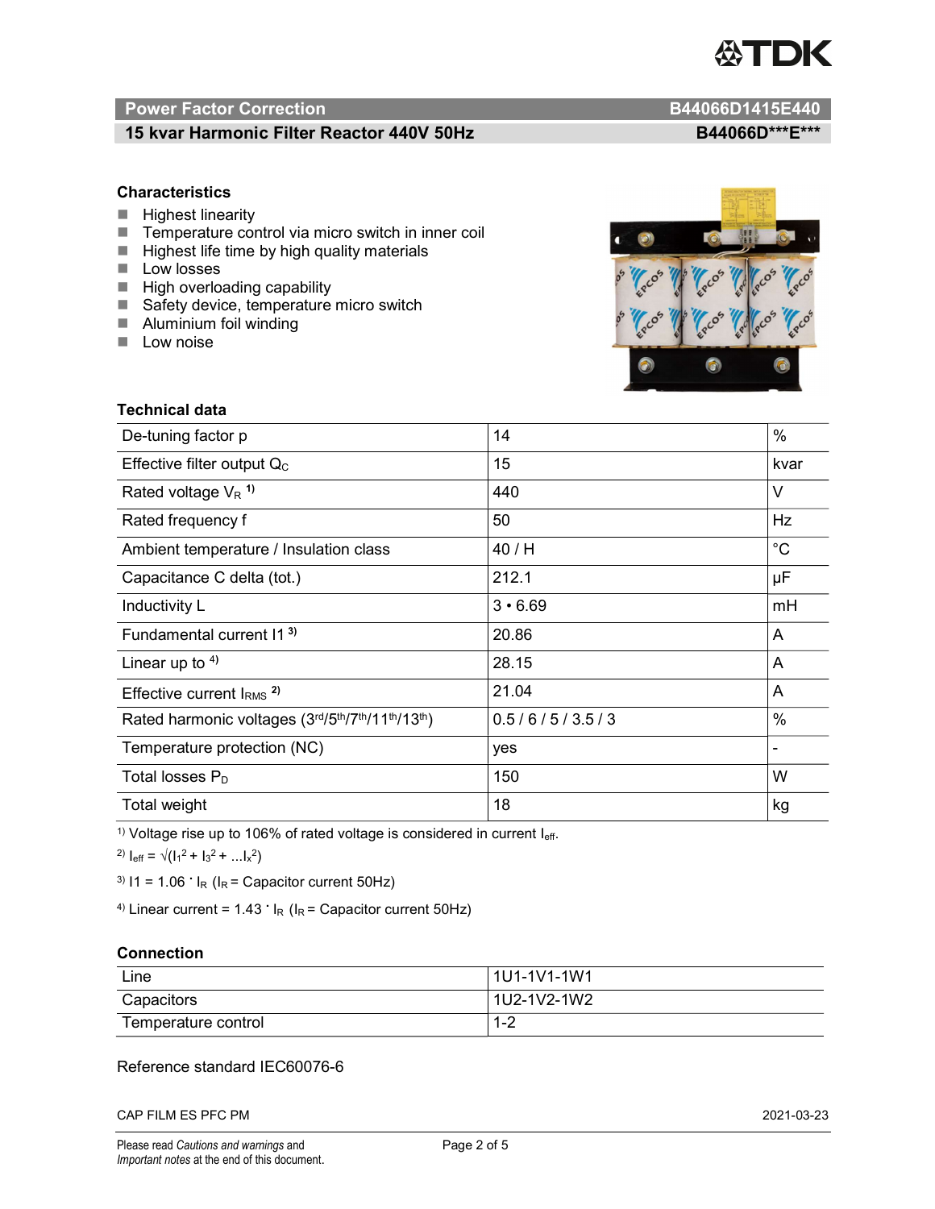## Power Factor Correction — B44066D1415E440

### 15 kvar Harmonic Filter Reactor 440V 50Hz — B44066D***E***

### Characteristics

- Highest linearity
- Temperature control via micro switch in inner coil
- Highest life time by high quality materials
- Low losses
- High overloading capability
- Safety device, temperature micro switch
- Aluminium foil winding
- Low noise

### Technical data

| | | |
|---|---|---|
| De-tuning factor p | 14 | % |
| Effective filter output $Q_C$ | 15 | kvar |
| Rated voltage $V_R$ [1] | 440 | V |
| Rated frequency f | 50 | Hz |
| Ambient temperature / Insulation class | 40 / H | °C |
| Capacitance C delta (tot.) | 212.1 | µF |
| Inductivity L | 3 • 6.69 | mH |
| Fundamental current I1 [3] | 20.86 | A |
| Linear up to [4] | 28.15 | A |
| Effective current $I_{RMS}$ [2] | 21.04 | A |
| Rated harmonic voltages ($3^{rd}/5^{th}/7^{th}/11^{th}/13^{th}$) | 0.5 / 6 / 5 / 3.5 / 3 | % |
| Temperature protection (NC) | yes | - |
| Total losses $P_D$ | 150 | W |
| Total weight | 18 | kg |

[1] Voltage rise up to 106% of rated voltage is considered in current $I_{eff}$.

[2] $I_{eff} = \sqrt{(I_1^2 + I_3^2 + \ldots I_x^2)}$

[3] $I1 = 1.06 \cdot I_R$ ($I_R$ = Capacitor current 50Hz)

[4] Linear current = $1.43 \cdot I_R$ ($I_R$ = Capacitor current 50Hz)

### Connection

| | |
|---|---|
| Line | 1U1-1V1-1W1 |
| Capacitors | 1U2-1V2-1W2 |
| Temperature control | 1-2 |

Reference standard IEC60076-6

CAP FILM ES PFC PM — 2021-03-23

Please read *Cautions and warnings* and *Important notes* at the end of this document.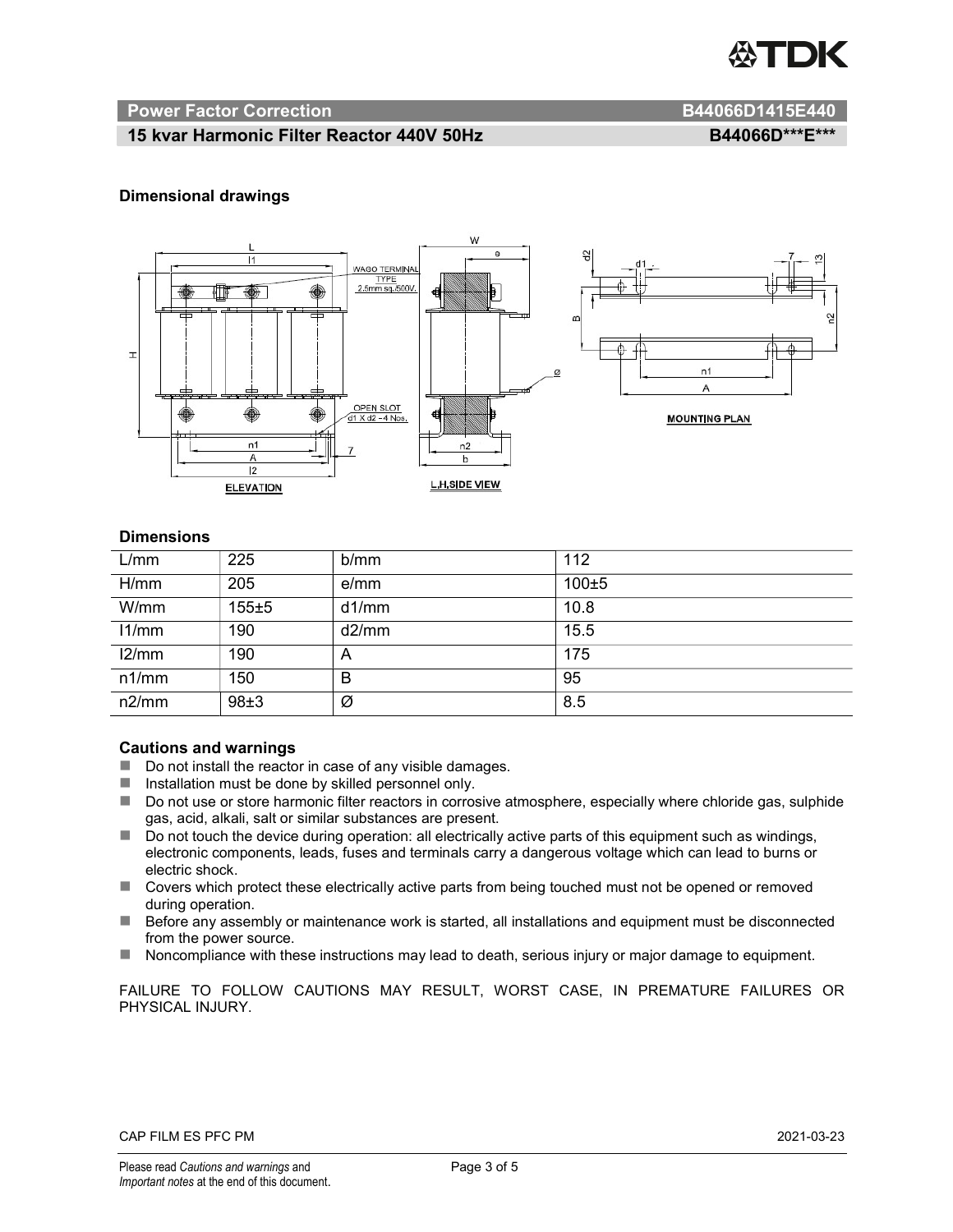## Power Factor Correction B44066D1415E440

## 15 kvar Harmonic Filter Reactor 440V 50Hz B44066D***E***

### Dimensional drawings

### Dimensions

| L/mm | 225 | b/mm | 112 |
|---|---|---|---|
| H/mm | 205 | e/mm | 100±5 |
| W/mm | 155±5 | d1/mm | 10.8 |
| l1/mm | 190 | d2/mm | 15.5 |
| l2/mm | 190 | A | 175 |
| n1/mm | 150 | B | 95 |
| n2/mm | 98±3 | Ø | 8.5 |

### Cautions and warnings

- Do not install the reactor in case of any visible damages.
- Installation must be done by skilled personnel only.
- Do not use or store harmonic filter reactors in corrosive atmosphere, especially where chloride gas, sulphide gas, acid, alkali, salt or similar substances are present.
- Do not touch the device during operation: all electrically active parts of this equipment such as windings, electronic components, leads, fuses and terminals carry a dangerous voltage which can lead to burns or electric shock.
- Covers which protect these electrically active parts from being touched must not be opened or removed during operation.
- Before any assembly or maintenance work is started, all installations and equipment must be disconnected from the power source.
- Noncompliance with these instructions may lead to death, serious injury or major damage to equipment.

FAILURE TO FOLLOW CAUTIONS MAY RESULT, WORST CASE, IN PREMATURE FAILURES OR PHYSICAL INJURY.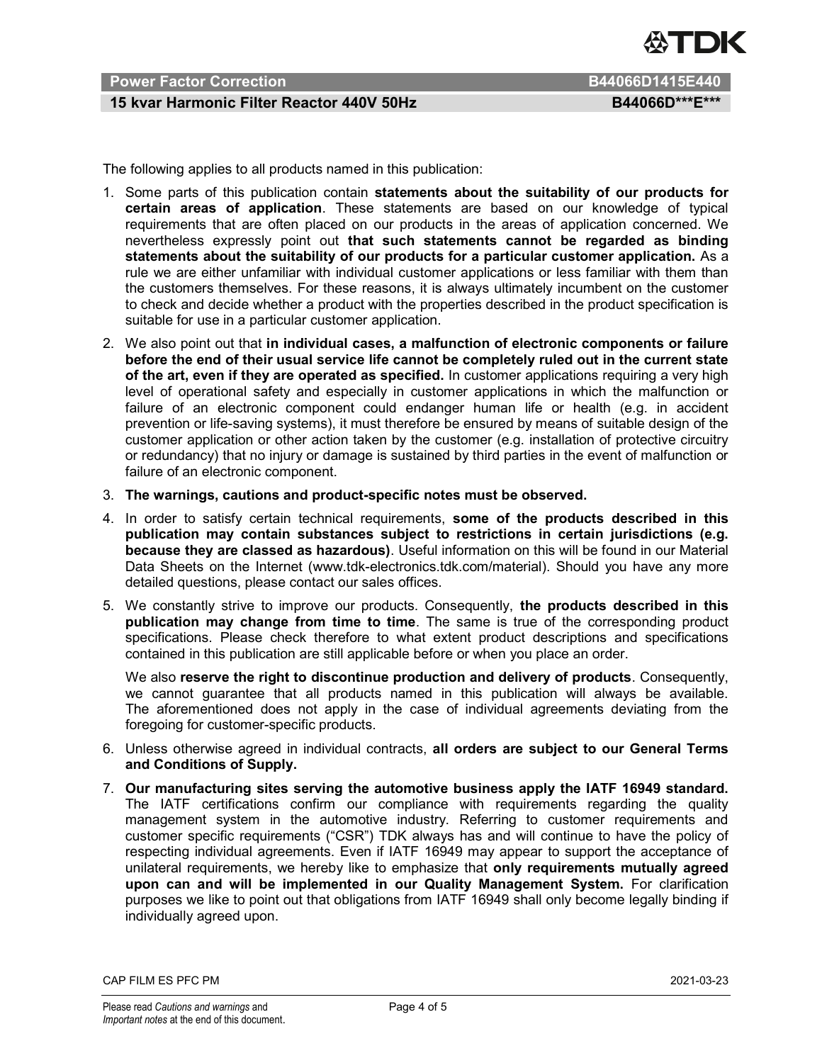The following applies to all products named in this publication:

1. Some parts of this publication contain **statements about the suitability of our products for certain areas of application**. These statements are based on our knowledge of typical requirements that are often placed on our products in the areas of application concerned. We nevertheless expressly point out **that such statements cannot be regarded as binding statements about the suitability of our products for a particular customer application.** As a rule we are either unfamiliar with individual customer applications or less familiar with them than the customers themselves. For these reasons, it is always ultimately incumbent on the customer to check and decide whether a product with the properties described in the product specification is suitable for use in a particular customer application.
2. We also point out that **in individual cases, a malfunction of electronic components or failure before the end of their usual service life cannot be completely ruled out in the current state of the art, even if they are operated as specified.** In customer applications requiring a very high level of operational safety and especially in customer applications in which the malfunction or failure of an electronic component could endanger human life or health (e.g. in accident prevention or life-saving systems), it must therefore be ensured by means of suitable design of the customer application or other action taken by the customer (e.g. installation of protective circuitry or redundancy) that no injury or damage is sustained by third parties in the event of malfunction or failure of an electronic component.
3. **The warnings, cautions and product-specific notes must be observed.**
4. In order to satisfy certain technical requirements, **some of the products described in this publication may contain substances subject to restrictions in certain jurisdictions (e.g. because they are classed as hazardous)**. Useful information on this will be found in our Material Data Sheets on the Internet (www.tdk-electronics.tdk.com/material). Should you have any more detailed questions, please contact our sales offices.
5. We constantly strive to improve our products. Consequently, **the products described in this publication may change from time to time**. The same is true of the corresponding product specifications. Please check therefore to what extent product descriptions and specifications contained in this publication are still applicable before or when you place an order.

   We also **reserve the right to discontinue production and delivery of products**. Consequently, we cannot guarantee that all products named in this publication will always be available. The aforementioned does not apply in the case of individual agreements deviating from the foregoing for customer-specific products.
6. Unless otherwise agreed in individual contracts, **all orders are subject to our General Terms and Conditions of Supply.**
7. **Our manufacturing sites serving the automotive business apply the IATF 16949 standard.** The IATF certifications confirm our compliance with requirements regarding the quality management system in the automotive industry. Referring to customer requirements and customer specific requirements ("CSR") TDK always has and will continue to have the policy of respecting individual agreements. Even if IATF 16949 may appear to support the acceptance of unilateral requirements, we hereby like to emphasize that **only requirements mutually agreed upon can and will be implemented in our Quality Management System.** For clarification purposes we like to point out that obligations from IATF 16949 shall only become legally binding if individually agreed upon.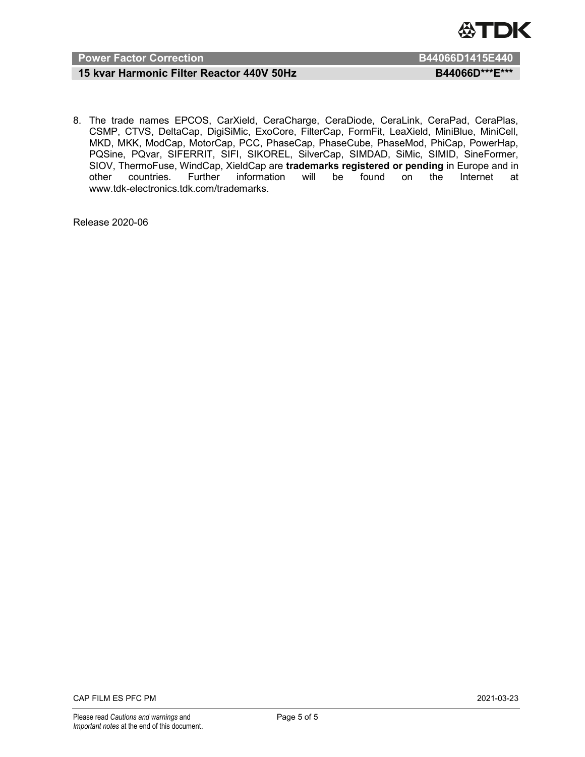8. The trade names EPCOS, CarXield, CeraCharge, CeraDiode, CeraLink, CeraPad, CeraPlas, CSMP, CTVS, DeltaCap, DigiSiMic, ExoCore, FilterCap, FormFit, LeaXield, MiniBlue, MiniCell, MKD, MKK, ModCap, MotorCap, PCC, PhaseCap, PhaseCube, PhaseMod, PhiCap, PowerHap, PQSine, PQvar, SIFERRIT, SIFI, SIKOREL, SilverCap, SIMDAD, SiMic, SIMID, SineFormer, SIOV, ThermoFuse, WindCap, XieldCap are **trademarks registered or pending** in Europe and in other countries. Further information will be found on the Internet at www.tdk-electronics.tdk.com/trademarks.

Release 2020-06